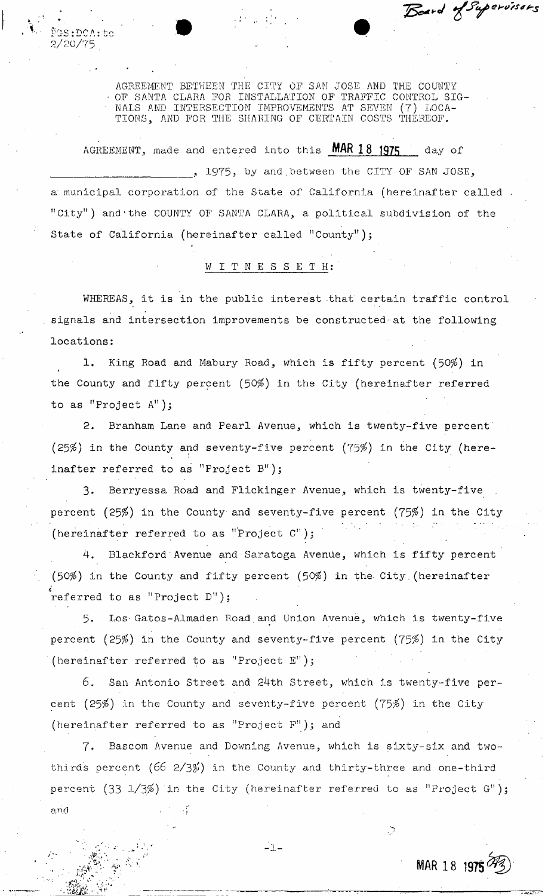FGS:DCA:tc
2/20/75

Board of Supervisors

AGREEMENT BETWEEN THE CITY OF SAN JOSE AND THE COUNTY OF SANTA CLARA FOR INSTALLATION OF TRAFFIC CONTROL SIGNALS AND INTERSECTION IMPROVEMENTS AT SEVEN (7) LOCATIONS, AND FOR THE SHARING OF CERTAIN COSTS THEREOF.

AGREEMENT, made and entered into this **MAR 18 1975** day of \_\_\_\_\_\_\_\_\_\_\_\_\_\_\_\_\_\_\_\_, 1975, by and between the CITY OF SAN JOSE, a municipal corporation of the State of California (hereinafter called "City") and the COUNTY OF SANTA CLARA, a political subdivision of the State of California (hereinafter called "County");

W I T N E S S E T H:

WHEREAS, it is in the public interest that certain traffic control signals and intersection improvements be constructed at the following locations:

1. King Road and Mabury Road, which is fifty percent (50%) in the County and fifty percent (50%) in the City (hereinafter referred to as "Project A");

2. Branham Lane and Pearl Avenue, which is twenty-five percent (25%) in the County and seventy-five percent (75%) in the City (hereinafter referred to as "Project B");

3. Berryessa Road and Flickinger Avenue, which is twenty-five percent (25%) in the County and seventy-five percent (75%) in the City (hereinafter referred to as "Project C");

4. Blackford Avenue and Saratoga Avenue, which is fifty percent (50%) in the County and fifty percent (50%) in the City (hereinafter referred to as "Project D");

5. Los Gatos-Almaden Road and Union Avenue, which is twenty-five percent (25%) in the County and seventy-five percent (75%) in the City (hereinafter referred to as "Project E");

6. San Antonio Street and 24th Street, which is twenty-five percent (25%) in the County and seventy-five percent (75%) in the City (hereinafter referred to as "Project F"); and

7. Bascom Avenue and Downing Avenue, which is sixty-six and two-thirds percent (66 2/3%) in the County and thirty-three and one-third percent (33 1/3%) in the City (hereinafter referred to as "Project G"); and

MAR 18 1975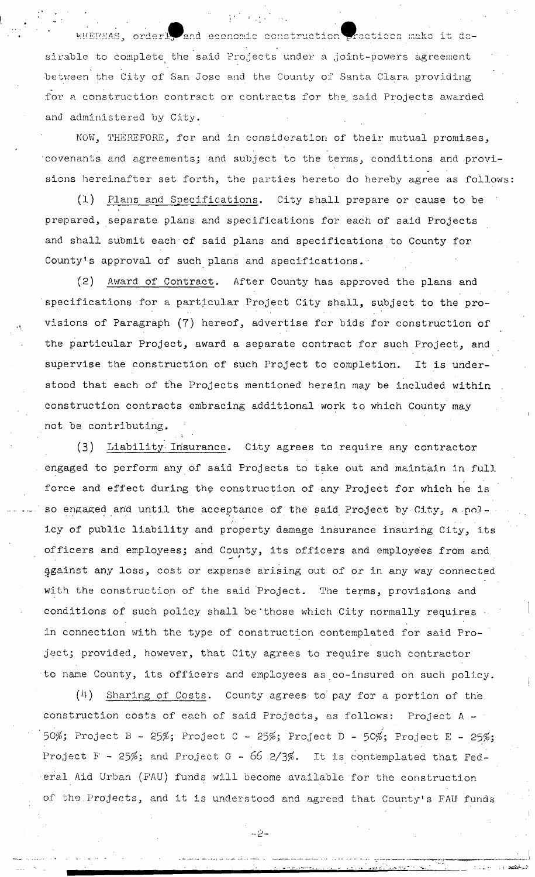WHEREAS, orderly and economic construction practices make it desirable to complete the said Projects under a joint-powers agreement between the City of San Jose and the County of Santa Clara providing for a construction contract or contracts for the said Projects awarded and administered by City.

NOW, THEREFORE, for and in consideration of their mutual promises, covenants and agreements; and subject to the terms, conditions and provisions hereinafter set forth, the parties hereto do hereby agree as follows:

(1) Plans and Specifications. City shall prepare or cause to be prepared, separate plans and specifications for each of said Projects and shall submit each of said plans and specifications to County for County's approval of such plans and specifications.

(2) Award of Contract. After County has approved the plans and specifications for a particular Project City shall, subject to the provisions of Paragraph (7) hereof, advertise for bids for construction of the particular Project, award a separate contract for such Project, and supervise the construction of such Project to completion. It is understood that each of the Projects mentioned herein may be included within construction contracts embracing additional work to which County may not be contributing.

(3) Liability Insurance. City agrees to require any contractor engaged to perform any of said Projects to take out and maintain in full force and effect during the construction of any Project for which he is so engaged and until the acceptance of the said Project by City, a policy of public liability and property damage insurance insuring City, its officers and employees; and County, its officers and employees from and against any loss, cost or expense arising out of or in any way connected with the construction of the said Project. The terms, provisions and conditions of such policy shall be those which City normally requires in connection with the type of construction contemplated for said Project; provided, however, that City agrees to require such contractor to name County, its officers and employees as co-insured on such policy.

(4) Sharing of Costs. County agrees to pay for a portion of the construction costs of each of said Projects, as follows: Project A - 50%; Project B - 25%; Project C - 25%; Project D - 50%; Project E - 25%; Project F - 25%; and Project G - 66 2/3%. It is contemplated that Federal Aid Urban (FAU) funds will become available for the construction of the Projects, and it is understood and agreed that County's FAU funds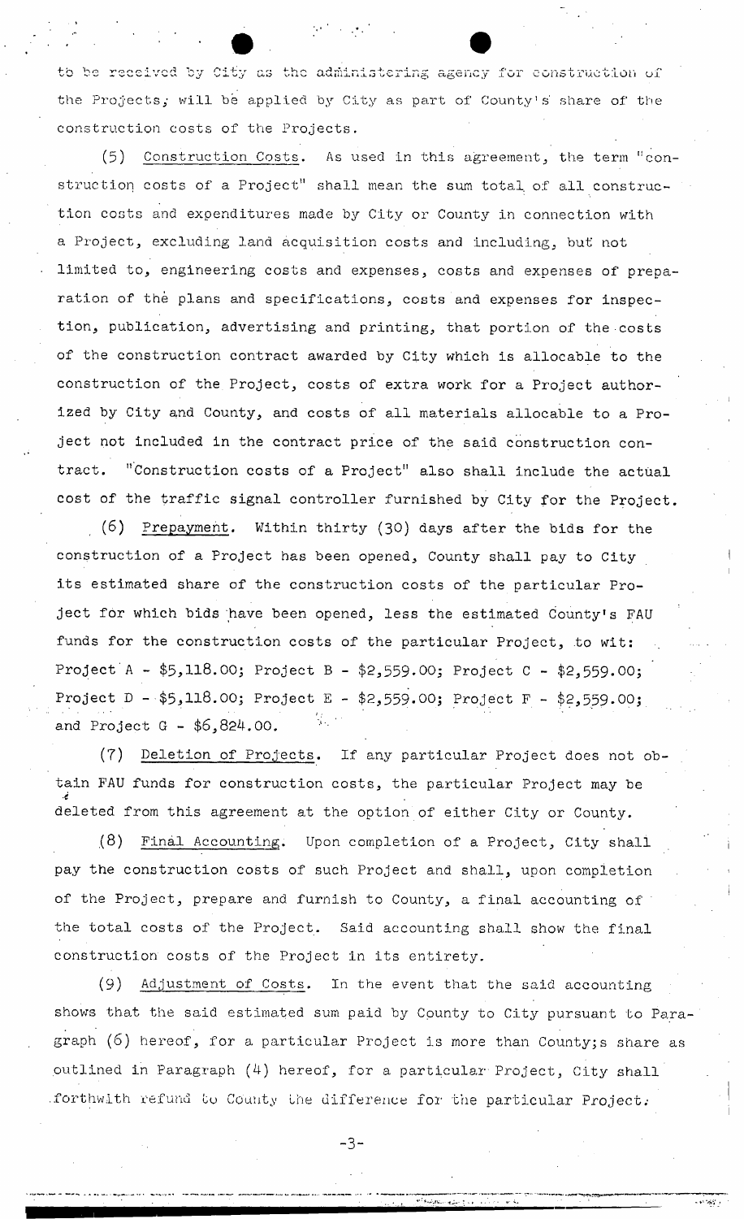to be received by City as the administering agency for construction of the Projects, will be applied by City as part of County's share of the construction costs of the Projects.

(5) Construction Costs. As used in this agreement, the term "construction costs of a Project" shall mean the sum total of all construction costs and expenditures made by City or County in connection with a Project, excluding land acquisition costs and including, but not limited to, engineering costs and expenses, costs and expenses of preparation of the plans and specifications, costs and expenses for inspection, publication, advertising and printing, that portion of the costs of the construction contract awarded by City which is allocable to the construction of the Project, costs of extra work for a Project authorized by City and County, and costs of all materials allocable to a Project not included in the contract price of the said construction contract. "Construction costs of a Project" also shall include the actual cost of the traffic signal controller furnished by City for the Project.

(6) Prepayment. Within thirty (30) days after the bids for the construction of a Project has been opened, County shall pay to City its estimated share of the construction costs of the particular Project for which bids have been opened, less the estimated County's FAU funds for the construction costs of the particular Project, to wit: Project A - $5,118.00; Project B - $2,559.00; Project C - $2,559.00; Project D - $5,118.00; Project E - $2,559.00; Project F - $2,559.00; and Project G - $6,824.00.

(7) Deletion of Projects. If any particular Project does not obtain FAU funds for construction costs, the particular Project may be deleted from this agreement at the option of either City or County.

(8) Final Accounting. Upon completion of a Project, City shall pay the construction costs of such Project and shall, upon completion of the Project, prepare and furnish to County, a final accounting of the total costs of the Project. Said accounting shall show the final construction costs of the Project in its entirety.

(9) Adjustment of Costs. In the event that the said accounting shows that the said estimated sum paid by County to City pursuant to Paragraph (6) hereof, for a particular Project is more than County;s share as outlined in Paragraph (4) hereof, for a particular Project, City shall forthwith refund to County the difference for the particular Project.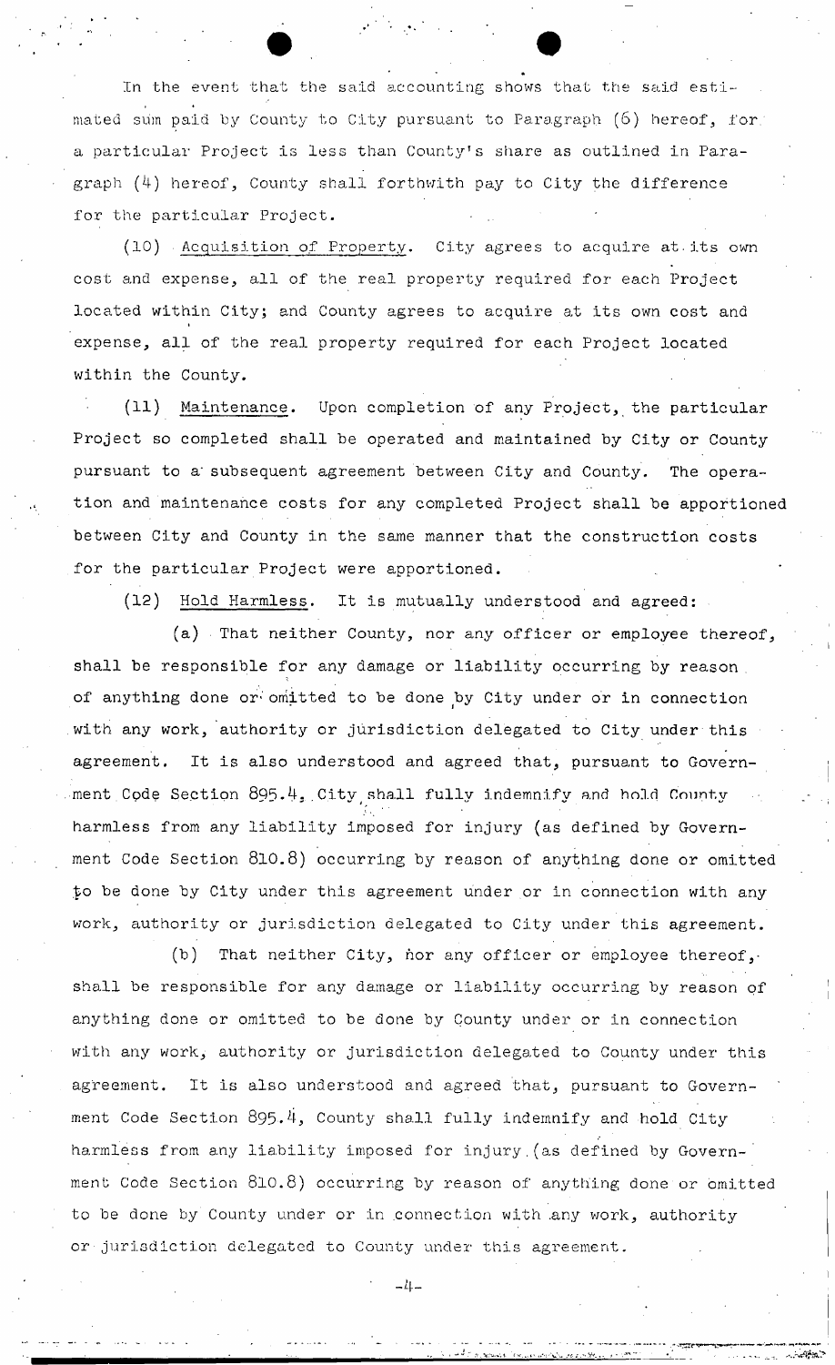In the event that the said accounting shows that the said estimated sum paid by County to City pursuant to Paragraph (6) hereof, for a particular Project is less than County's share as outlined in Paragraph (4) hereof, County shall forthwith pay to City the difference for the particular Project.

(10) Acquisition of Property. City agrees to acquire at its own cost and expense, all of the real property required for each Project located within City; and County agrees to acquire at its own cost and expense, all of the real property required for each Project located within the County.

(11) Maintenance. Upon completion of any Project, the particular Project so completed shall be operated and maintained by City or County pursuant to a subsequent agreement between City and County. The operation and maintenance costs for any completed Project shall be apportioned between City and County in the same manner that the construction costs for the particular Project were apportioned.

(12) Hold Harmless. It is mutually understood and agreed:

(a) That neither County, nor any officer or employee thereof, shall be responsible for any damage or liability occurring by reason of anything done or omitted to be done by City under or in connection with any work, authority or jurisdiction delegated to City under this agreement. It is also understood and agreed that, pursuant to Government Code Section 895.4, City shall fully indemnify and hold County harmless from any liability imposed for injury (as defined by Government Code Section 810.8) occurring by reason of anything done or omitted to be done by City under this agreement under or in connection with any work, authority or jurisdiction delegated to City under this agreement.

(b) That neither City, nor any officer or employee thereof, shall be responsible for any damage or liability occurring by reason of anything done or omitted to be done by County under or in connection with any work, authority or jurisdiction delegated to County under this agreement. It is also understood and agreed that, pursuant to Government Code Section 895.4, County shall fully indemnify and hold City harmless from any liability imposed for injury (as defined by Government Code Section 810.8) occurring by reason of anything done or omitted to be done by County under or in connection with any work, authority or jurisdiction delegated to County under this agreement.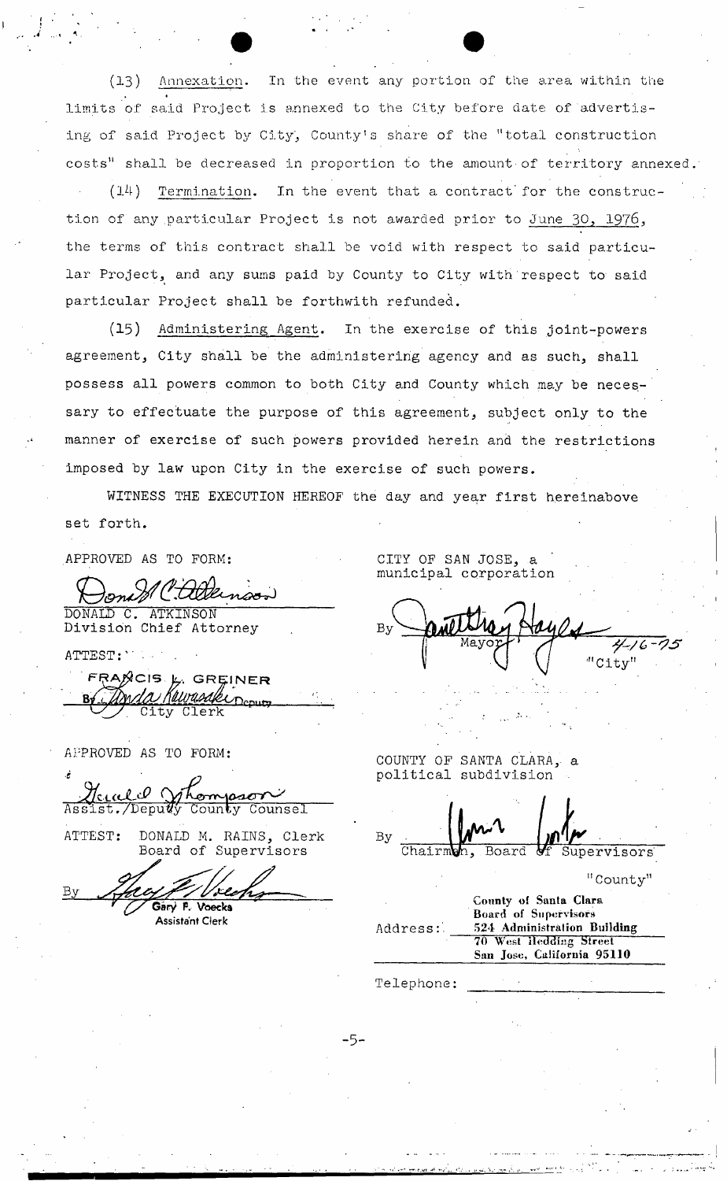(13) Annexation. In the event any portion of the area within the limits of said Project is annexed to the City before date of advertising of said Project by City, County's share of the "total construction costs" shall be decreased in proportion to the amount of territory annexed.

(14) Termination. In the event that a contract for the construction of any particular Project is not awarded prior to June 30, 1976, the terms of this contract shall be void with respect to said particular Project, and any sums paid by County to City with respect to said particular Project shall be forthwith refunded.

(15) Administering Agent. In the exercise of this joint-powers agreement, City shall be the administering agency and as such, shall possess all powers common to both City and County which may be necessary to effectuate the purpose of this agreement, subject only to the manner of exercise of such powers provided herein and the restrictions imposed by law upon City in the exercise of such powers.

WITNESS THE EXECUTION HEREOF the day and year first hereinabove set forth.

APPROVED AS TO FORM:

Donald C. Atkinson

DONALD C. ATKINSON
Division Chief Attorney

ATTEST:

FRANCIS L. GREINER
By Linda Kawasaki Deputy
City Clerk

CITY OF SAN JOSE, a municipal corporation

By Janet Gray Hayes
Mayor 4-16-75
"City"

APPROVED AS TO FORM:

Gerald Thompson
Assist./Deputy County Counsel

ATTEST: DONALD M. RAINS, Clerk
Board of Supervisors

By Gary F. Voecks
Gary F. Voecks
Assistant Clerk

COUNTY OF SANTA CLARA, a political subdivision

By
Chairman, Board of Supervisors

"County"

Address: County of Santa Clara
Board of Supervisors
524 Administration Building
70 West Hedding Street
San Jose, California 95110

Telephone: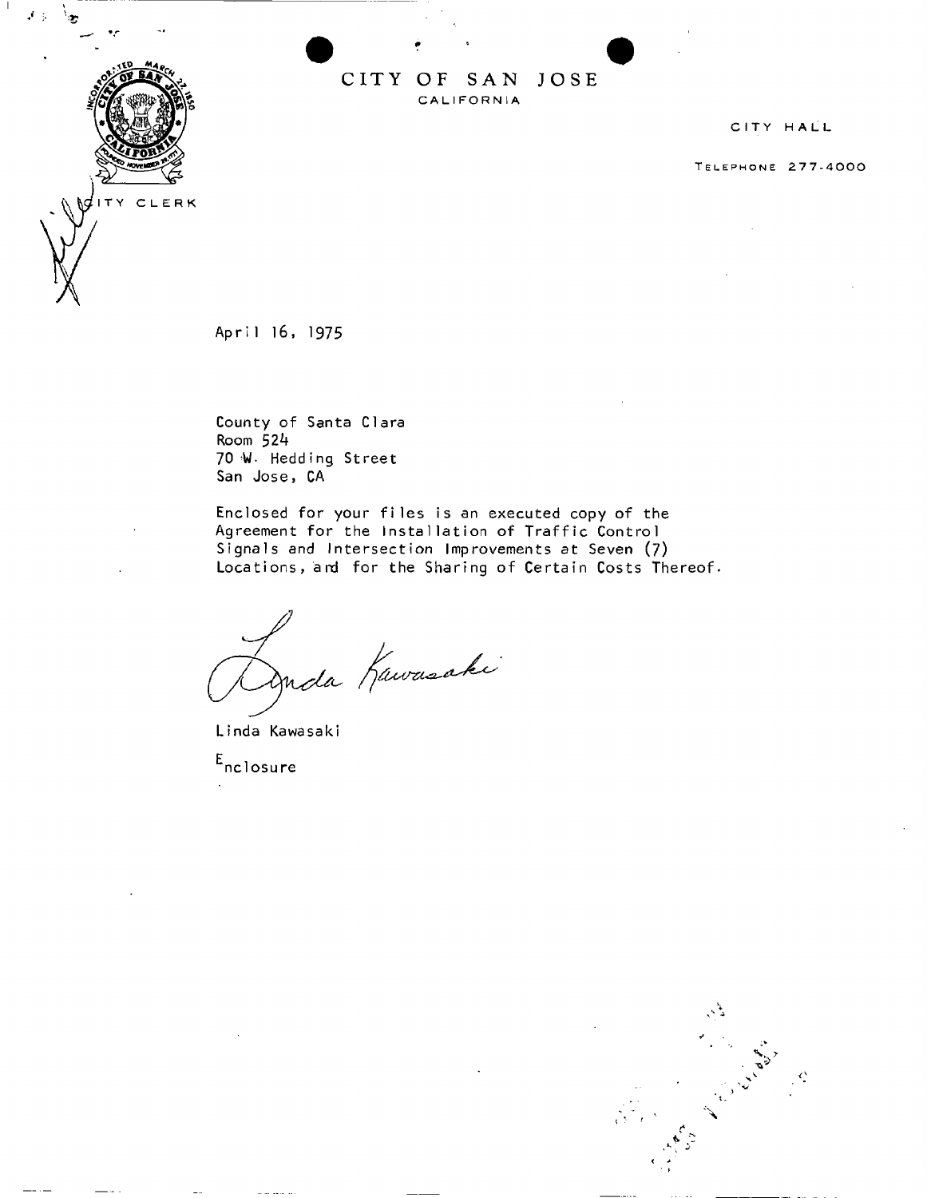# CITY OF SAN JOSE

CALIFORNIA

CITY CLERK

CITY HALL

TELEPHONE 277-4000

April 16, 1975

County of Santa Clara
Room 524
70 W. Hedding Street
San Jose, CA

Enclosed for your files is an executed copy of the Agreement for the Installation of Traffic Control Signals and Intersection Improvements at Seven (7) Locations, and for the Sharing of Certain Costs Thereof.

Linda Kawasaki

Linda Kawasaki

Enclosure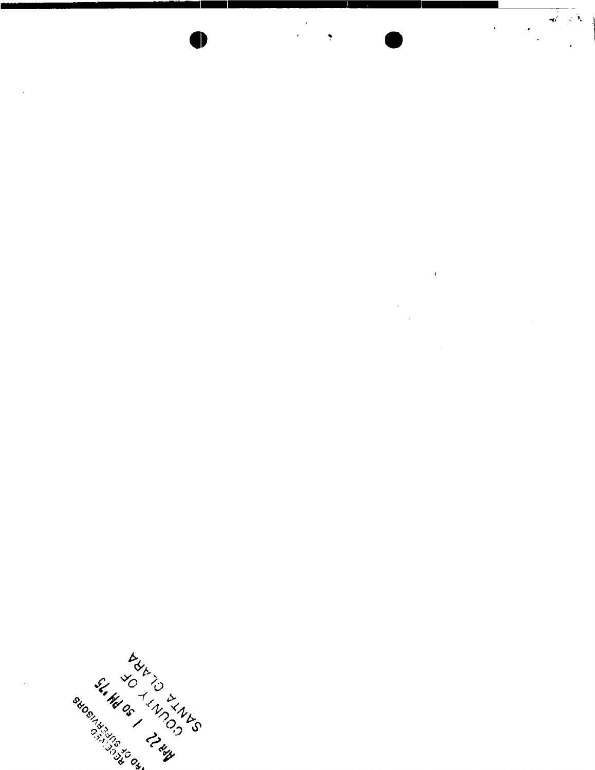SANTA CLARA
COUNTY OF

APR 22 1 50 PM '75

RECEIVED
BOARD OF SUPERVISORS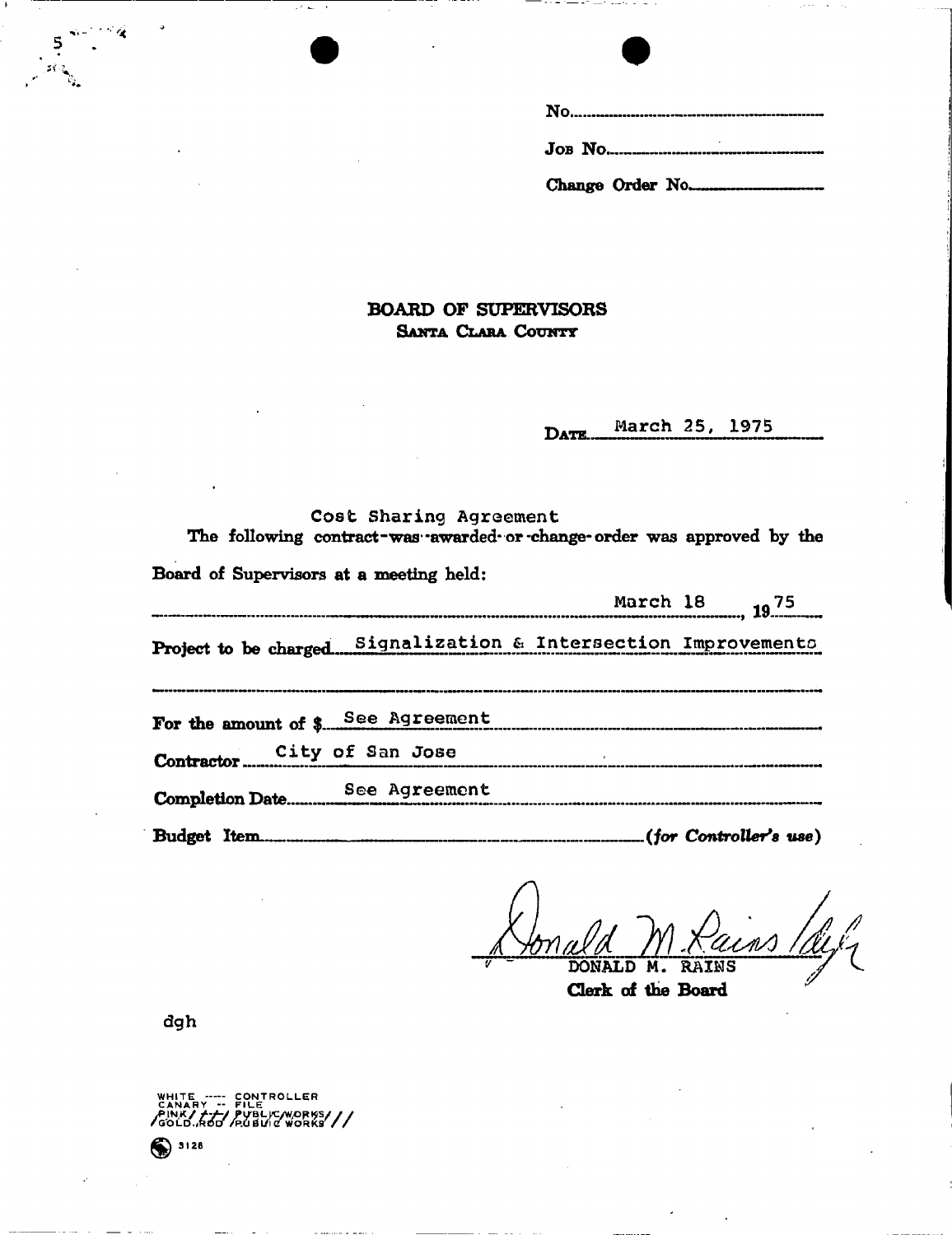No.

Job No.

Change Order No.

## BOARD OF SUPERVISORS
### Santa Clara County

Date March 25, 1975

Cost Sharing Agreement

The following contract-was-awarded-or-change-order was approved by the Board of Supervisors at a meeting held:

March 18, 1975

Project to be charged: Signalization & Intersection Improvements

For the amount of $ See Agreement

Contractor: City of San Jose

Completion Date: See Agreement

Budget Item: (*for Controller's use*)

Donald M. Rains /dgh

DONALD M. RAINS
**Clerk of the Board**

dgh

WHITE ---- CONTROLLER
CANARY -- FILE
PINK/ ~~---~~ PUBLIC WORKS//
GOLD.ROD PUBLIC WORKS//

3128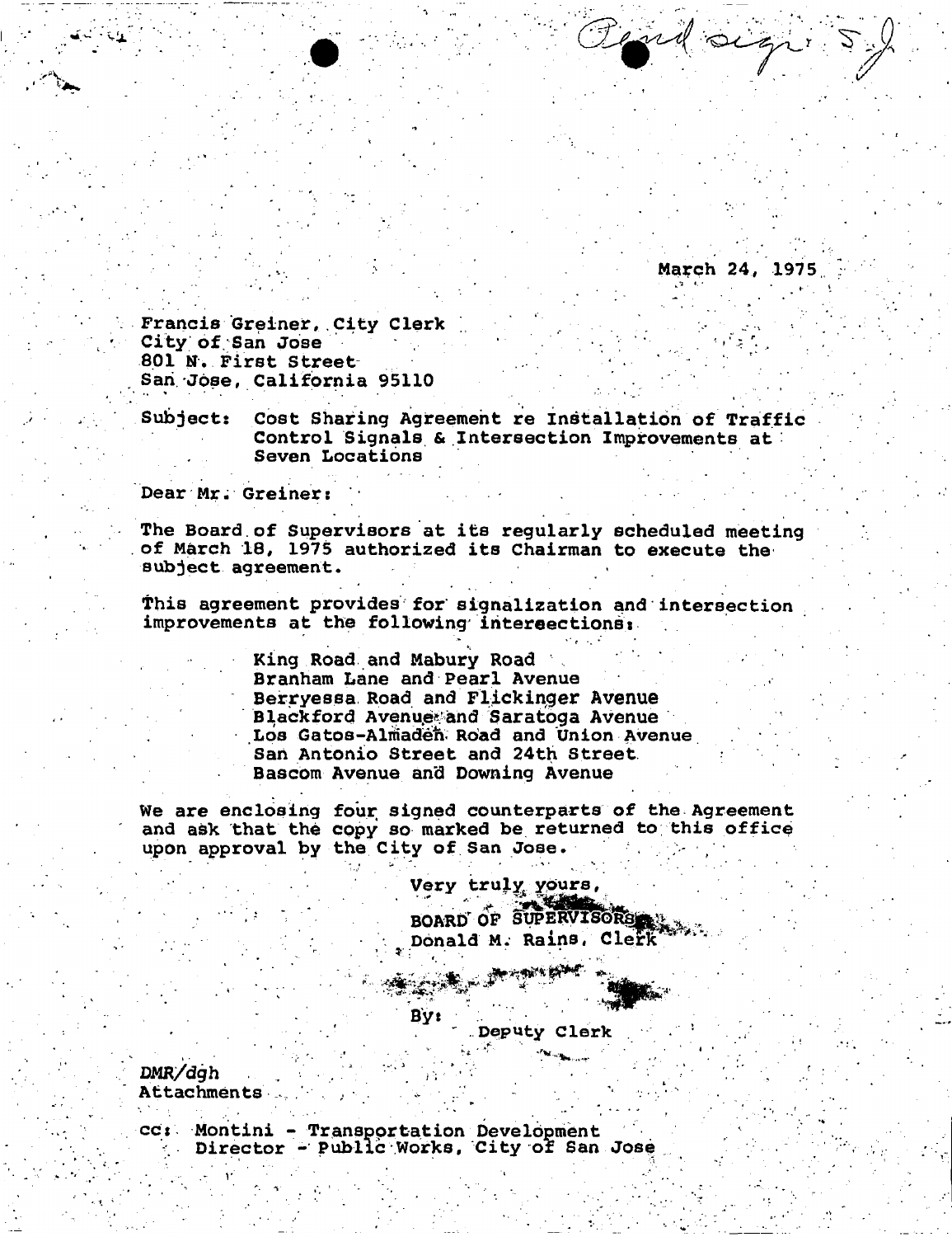Rcvd sign 5-J

March 24, 1975

Francis Greiner, City Clerk
City of San Jose
801 N. First Street
San Jose, California 95110

Subject: Cost Sharing Agreement re Installation of Traffic Control Signals & Intersection Improvements at Seven Locations

Dear Mr. Greiner:

The Board of Supervisors at its regularly scheduled meeting of March 18, 1975 authorized its Chairman to execute the subject agreement.

This agreement provides for signalization and intersection improvements at the following intersections:

- King Road and Mabury Road
- Branham Lane and Pearl Avenue
- Berryessa Road and Flickinger Avenue
- Blackford Avenue and Saratoga Avenue
- Los Gatos-Almaden Road and Union Avenue
- San Antonio Street and 24th Street
- Bascom Avenue and Downing Avenue

We are enclosing four signed counterparts of the Agreement and ask that the copy so marked be returned to this office upon approval by the City of San Jose.

Very truly yours,

BOARD OF SUPERVISORS
Donald M. Rains, Clerk

By:
Deputy Clerk

DMR/dgh
Attachments

cc: Montini - Transportation Development
Director - Public Works, City of San Jose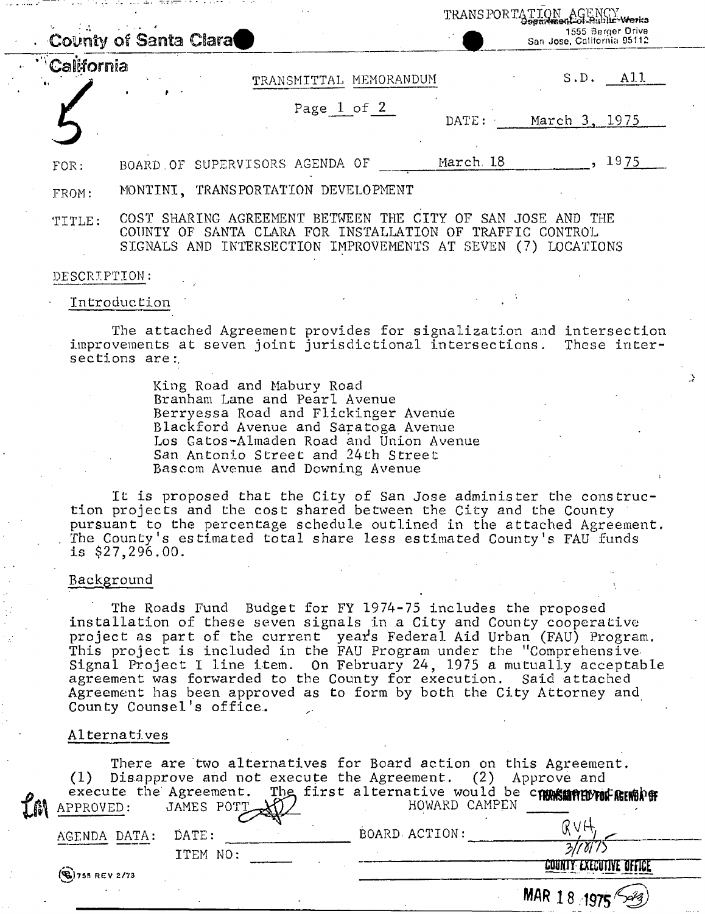County of Santa Clara

California

TRANSPORTATION AGENCY
Department of Public Works
1555 Berger Drive
San Jose, California 95112

5

TRANSMITTAL MEMORANDUM

S.D. A11

Page 1 of 2

DATE: March 3, 1975

FOR: BOARD OF SUPERVISORS AGENDA OF March 18, 1975

FROM: MONTINI, TRANSPORTATION DEVELOPMENT

TITLE: COST SHARING AGREEMENT BETWEEN THE CITY OF SAN JOSE AND THE COUNTY OF SANTA CLARA FOR INSTALLATION OF TRAFFIC CONTROL SIGNALS AND INTERSECTION IMPROVEMENTS AT SEVEN (7) LOCATIONS

DESCRIPTION:

Introduction

The attached Agreement provides for signalization and intersection improvements at seven joint jurisdictional intersections. These intersections are:

- King Road and Mabury Road
- Branham Lane and Pearl Avenue
- Berryessa Road and Flickinger Avenue
- Blackford Avenue and Saratoga Avenue
- Los Gatos-Almaden Road and Union Avenue
- San Antonio Street and 24th Street
- Bascom Avenue and Downing Avenue

It is proposed that the City of San Jose administer the construction projects and the cost shared between the City and the County pursuant to the percentage schedule outlined in the attached Agreement. The County's estimated total share less estimated County's FAU funds is $27,296.00.

Background

The Roads Fund Budget for FY 1974-75 includes the proposed installation of these seven signals in a City and County cooperative project as part of the current year's Federal Aid Urban (FAU) Program. This project is included in the FAU Program under the "Comprehensive Signal Project I line item. On February 24, 1975 a mutually acceptable agreement was forwarded to the County for execution. Said attached Agreement has been approved as to form by both the City Attorney and County Counsel's office.

Alternatives

There are two alternatives for Board action on this Agreement. (1) Disapprove and not execute the Agreement. (2) Approve and execute the Agreement. The first alternative would be c

APPROVED: JAMES POTT HOWARD CAMPEN

TRANSMITTED FOR AGENDA OF

AGENDA DATA: DATE: BOARD ACTION:

ITEM NO:

RVH 3/18/75

COUNTY EXECUTIVE OFFICE

MAR 18 1975

755 REV 2/73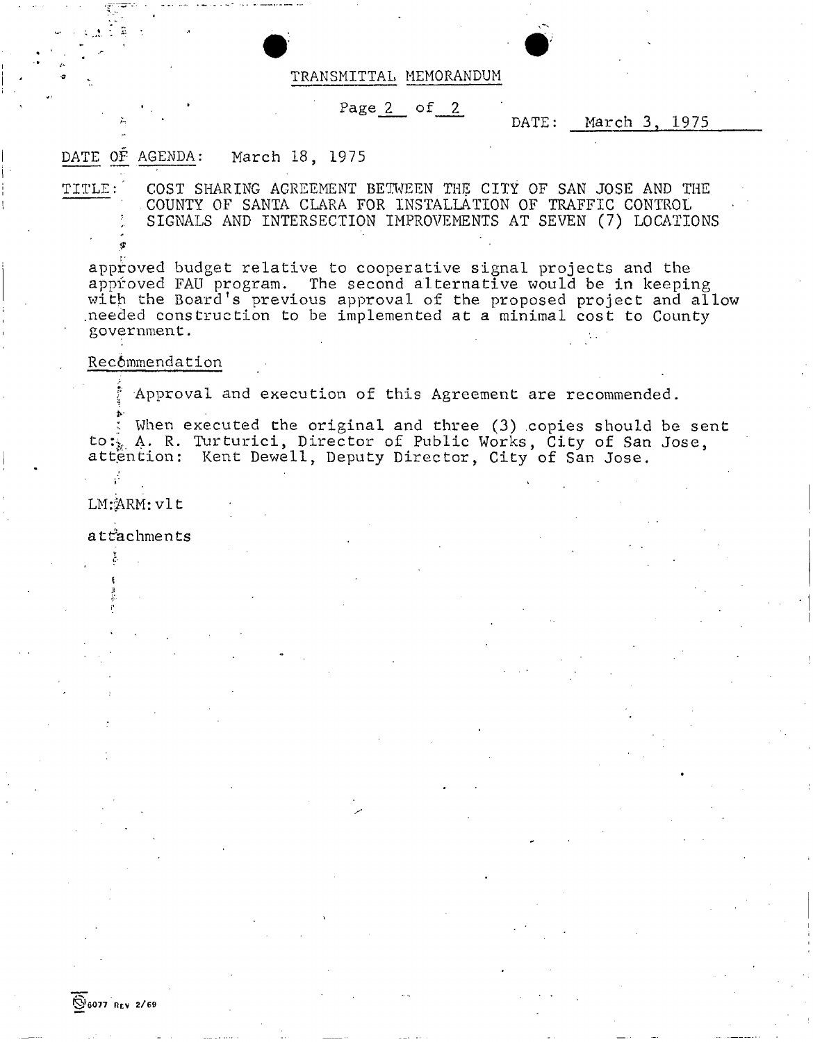# TRANSMITTAL MEMORANDUM

DATE: March 3, 1975

DATE OF AGENDA: March 18, 1975

TITLE: COST SHARING AGREEMENT BETWEEN THE CITY OF SAN JOSE AND THE COUNTY OF SANTA CLARA FOR INSTALLATION OF TRAFFIC CONTROL SIGNALS AND INTERSECTION IMPROVEMENTS AT SEVEN (7) LOCATIONS

approved budget relative to cooperative signal projects and the approved FAU program. The second alternative would be in keeping with the Board's previous approval of the proposed project and allow needed construction to be implemented at a minimal cost to County government.

Recommendation

Approval and execution of this Agreement are recommended.

When executed the original and three (3) copies should be sent to: A. R. Turturici, Director of Public Works, City of San Jose, attention: Kent Dewell, Deputy Director, City of San Jose.

LM:ARM:vlt

attachments

6077 REV 2/69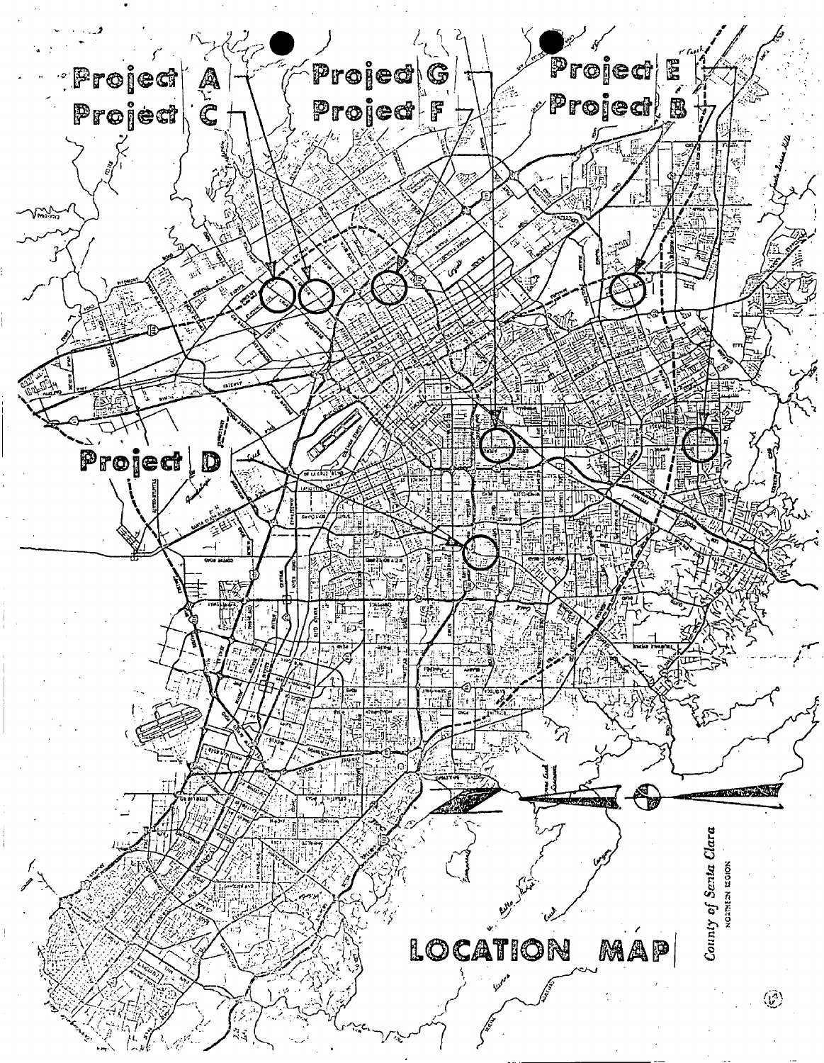Project A
Project C

Project G
Project F

Project E
Project B

Project D

LOCATION MAP

*County of Santa Clara*
NORTHERN REGION